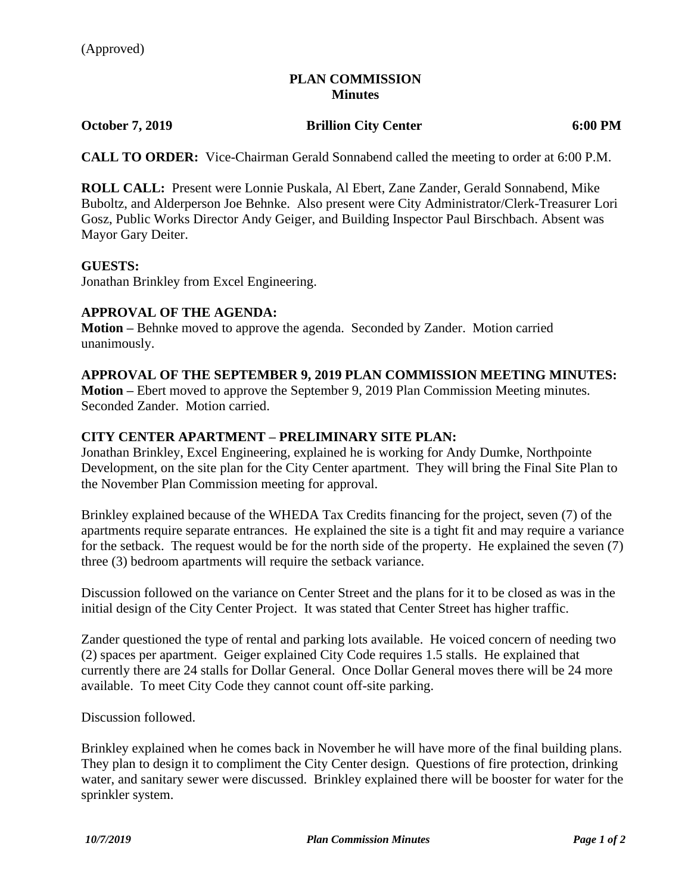(Approved)

# PLAN COMMISSION
## Minutes

**October 7, 2019** **Brillion City Center** **6:00 PM**

**CALL TO ORDER:** Vice-Chairman Gerald Sonnabend called the meeting to order at 6:00 P.M.

**ROLL CALL:** Present were Lonnie Puskala, Al Ebert, Zane Zander, Gerald Sonnabend, Mike Buboltz, and Alderperson Joe Behnke. Also present were City Administrator/Clerk-Treasurer Lori Gosz, Public Works Director Andy Geiger, and Building Inspector Paul Birschbach. Absent was Mayor Gary Deiter.

**GUESTS:**
Jonathan Brinkley from Excel Engineering.

**APPROVAL OF THE AGENDA:**
**Motion –** Behnke moved to approve the agenda. Seconded by Zander. Motion carried unanimously.

**APPROVAL OF THE SEPTEMBER 9, 2019 PLAN COMMISSION MEETING MINUTES:**
**Motion –** Ebert moved to approve the September 9, 2019 Plan Commission Meeting minutes. Seconded Zander. Motion carried.

**CITY CENTER APARTMENT – PRELIMINARY SITE PLAN:**
Jonathan Brinkley, Excel Engineering, explained he is working for Andy Dumke, Northpointe Development, on the site plan for the City Center apartment. They will bring the Final Site Plan to the November Plan Commission meeting for approval.

Brinkley explained because of the WHEDA Tax Credits financing for the project, seven (7) of the apartments require separate entrances. He explained the site is a tight fit and may require a variance for the setback. The request would be for the north side of the property. He explained the seven (7) three (3) bedroom apartments will require the setback variance.

Discussion followed on the variance on Center Street and the plans for it to be closed as was in the initial design of the City Center Project. It was stated that Center Street has higher traffic.

Zander questioned the type of rental and parking lots available. He voiced concern of needing two (2) spaces per apartment. Geiger explained City Code requires 1.5 stalls. He explained that currently there are 24 stalls for Dollar General. Once Dollar General moves there will be 24 more available. To meet City Code they cannot count off-site parking.

Discussion followed.

Brinkley explained when he comes back in November he will have more of the final building plans. They plan to design it to compliment the City Center design. Questions of fire protection, drinking water, and sanitary sewer were discussed. Brinkley explained there will be booster for water for the sprinkler system.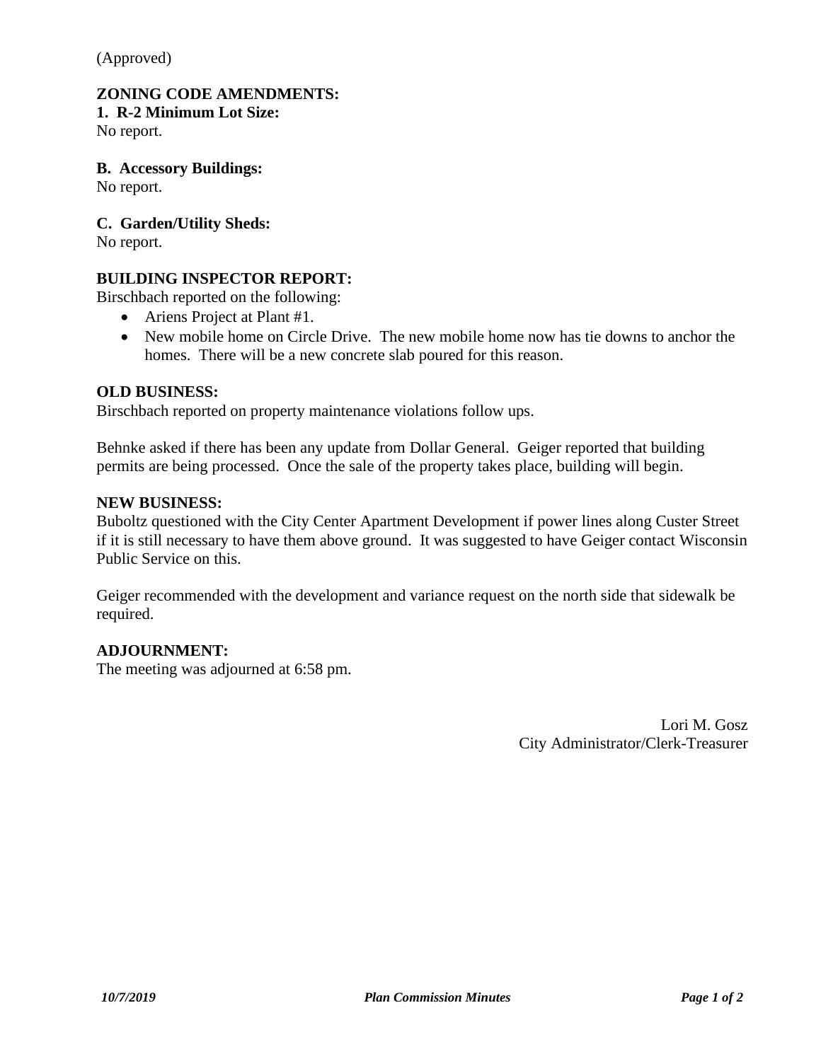(Approved)

**ZONING CODE AMENDMENTS:**

**1. R-2 Minimum Lot Size:**

No report.

**B. Accessory Buildings:**

No report.

**C. Garden/Utility Sheds:**

No report.

**BUILDING INSPECTOR REPORT:**

Birschbach reported on the following:

- Ariens Project at Plant #1.
- New mobile home on Circle Drive. The new mobile home now has tie downs to anchor the homes. There will be a new concrete slab poured for this reason.

**OLD BUSINESS:**

Birschbach reported on property maintenance violations follow ups.

Behnke asked if there has been any update from Dollar General. Geiger reported that building permits are being processed. Once the sale of the property takes place, building will begin.

**NEW BUSINESS:**

Buboltz questioned with the City Center Apartment Development if power lines along Custer Street if it is still necessary to have them above ground. It was suggested to have Geiger contact Wisconsin Public Service on this.

Geiger recommended with the development and variance request on the north side that sidewalk be required.

**ADJOURNMENT:**

The meeting was adjourned at 6:58 pm.

Lori M. Gosz
City Administrator/Clerk-Treasurer